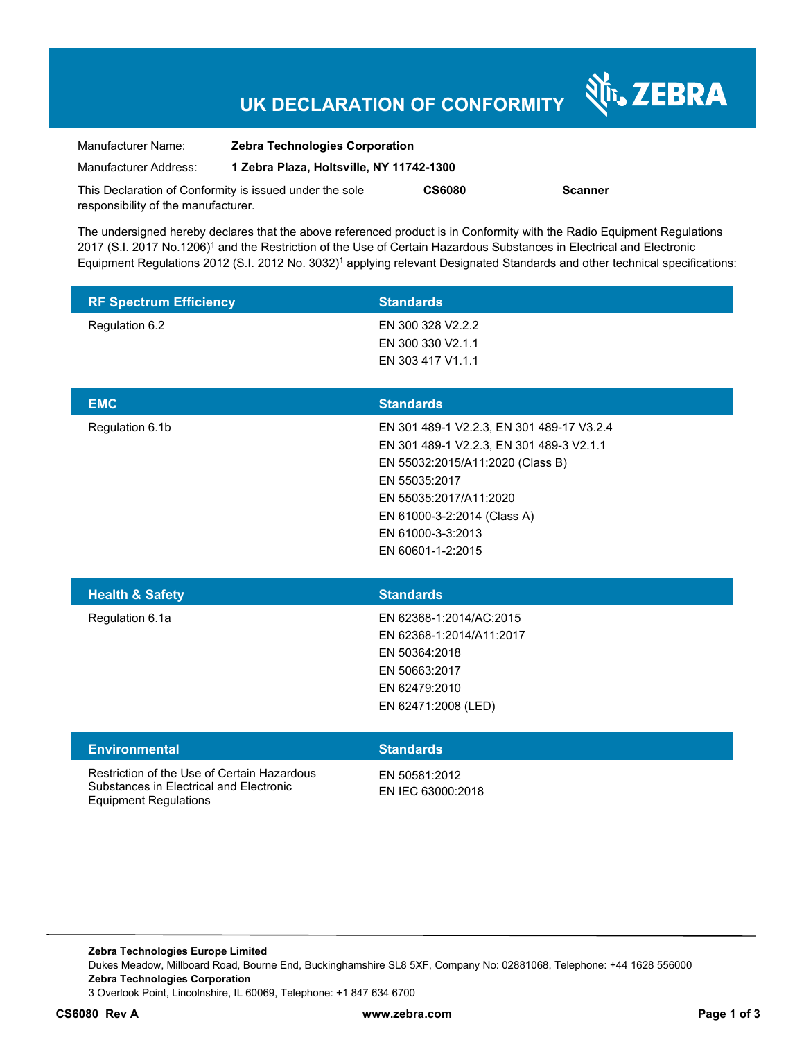# UK DECLARATION OF CONFORMITY

ZEBRA

| | |
|---|---|
| Manufacturer Name: | **Zebra Technologies Corporation** |
| Manufacturer Address: | **1 Zebra Plaza, Holtsville, NY 11742-1300** |

This Declaration of Conformity is issued under the sole responsibility of the manufacturer. **CS6080** **Scanner**

The undersigned hereby declares that the above referenced product is in Conformity with the Radio Equipment Regulations 2017 (S.I. 2017 No.1206)[1] and the Restriction of the Use of Certain Hazardous Substances in Electrical and Electronic Equipment Regulations 2012 (S.I. 2012 No. 3032)[1] applying relevant Designated Standards and other technical specifications:

| RF Spectrum Efficiency | Standards |
|---|---|
| Regulation 6.2 | EN 300 328 V2.2.2<br>EN 300 330 V2.1.1<br>EN 303 417 V1.1.1 |

| EMC | Standards |
|---|---|
| Regulation 6.1b | EN 301 489-1 V2.2.3, EN 301 489-17 V3.2.4<br>EN 301 489-1 V2.2.3, EN 301 489-3 V2.1.1<br>EN 55032:2015/A11:2020 (Class B)<br>EN 55035:2017<br>EN 55035:2017/A11:2020<br>EN 61000-3-2:2014 (Class A)<br>EN 61000-3-3:2013<br>EN 60601-1-2:2015 |

| Health & Safety | Standards |
|---|---|
| Regulation 6.1a | EN 62368-1:2014/AC:2015<br>EN 62368-1:2014/A11:2017<br>EN 50364:2018<br>EN 50663:2017<br>EN 62479:2010<br>EN 62471:2008 (LED) |

| Environmental | Standards |
|---|---|
| Restriction of the Use of Certain Hazardous Substances in Electrical and Electronic Equipment Regulations | EN 50581:2012<br>EN IEC 63000:2018 |

**Zebra Technologies Europe Limited**
Dukes Meadow, Millboard Road, Bourne End, Buckinghamshire SL8 5XF, Company No: 02881068, Telephone: +44 1628 556000
**Zebra Technologies Corporation**
3 Overlook Point, Lincolnshire, IL 60069, Telephone: +1 847 634 6700

**CS6080 Rev A** **www.zebra.com**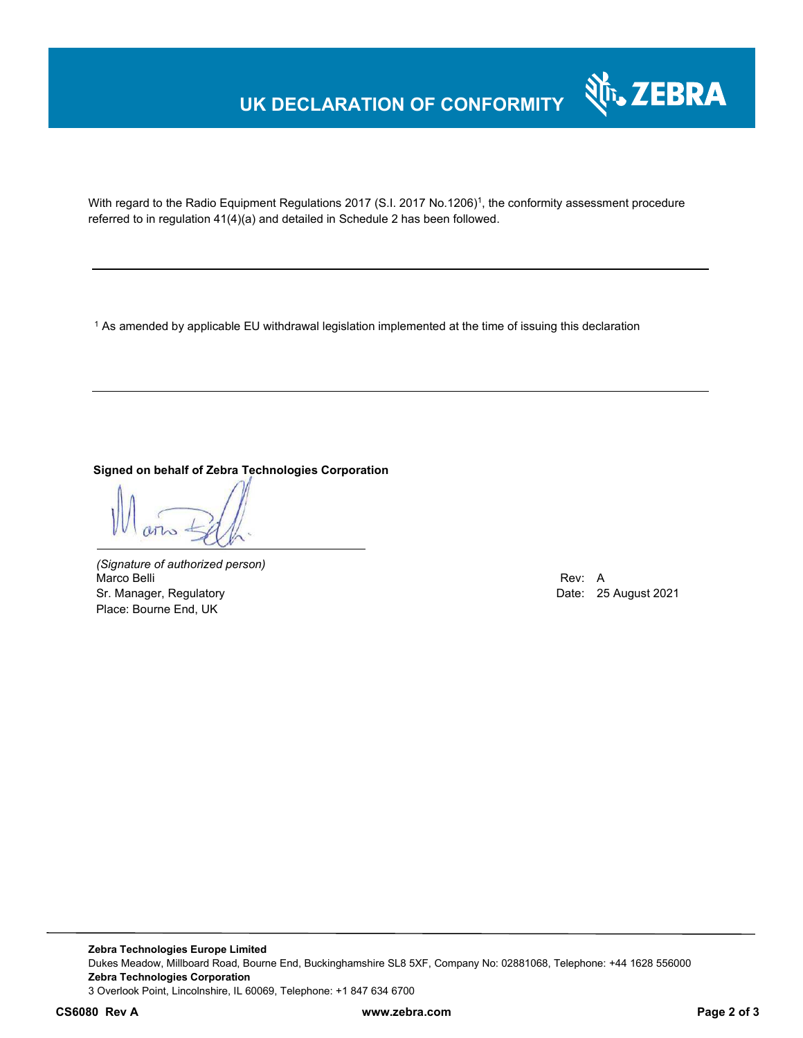# UK DECLARATION OF CONFORMITY

With regard to the Radio Equipment Regulations 2017 (S.I. 2017 No.1206)[1], the conformity assessment procedure referred to in regulation 41(4)(a) and detailed in Schedule 2 has been followed.

---

[1] As amended by applicable EU withdrawal legislation implemented at the time of issuing this declaration

---

**Signed on behalf of Zebra Technologies Corporation**

*(Signature of authorized person)*
Marco Belli
Sr. Manager, Regulatory
Place: Bourne End, UK

Rev: A
Date: 25 August 2021

---

**Zebra Technologies Europe Limited**
Dukes Meadow, Millboard Road, Bourne End, Buckinghamshire SL8 5XF, Company No: 02881068, Telephone: +44 1628 556000
**Zebra Technologies Corporation**
3 Overlook Point, Lincolnshire, IL 60069, Telephone: +1 847 634 6700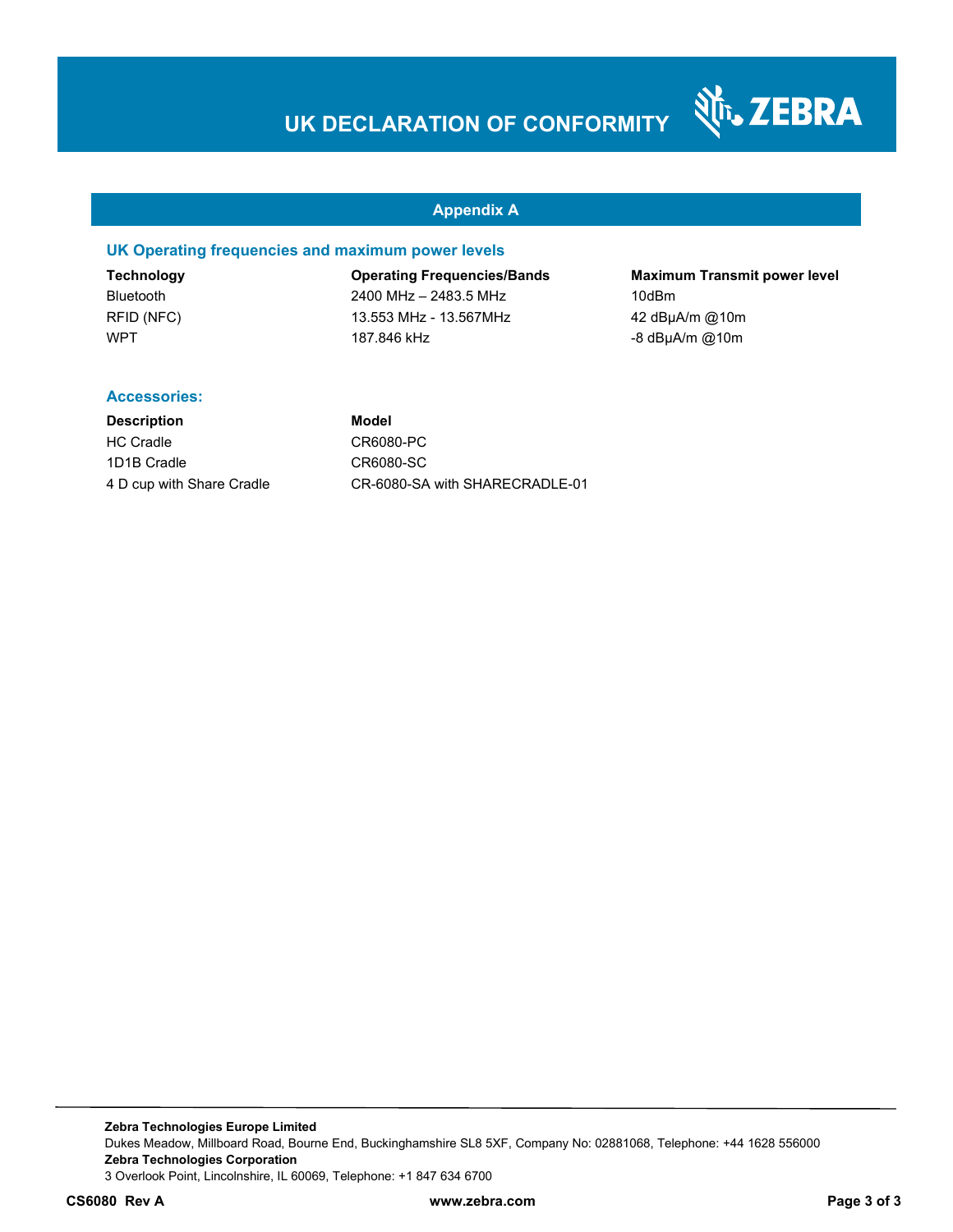# UK DECLARATION OF CONFORMITY

## Appendix A

### UK Operating frequencies and maximum power levels

| Technology | Operating Frequencies/Bands | Maximum Transmit power level |
|---|---|---|
| Bluetooth | 2400 MHz – 2483.5 MHz | 10dBm |
| RFID (NFC) | 13.553 MHz - 13.567MHz | 42 dBµA/m @10m |
| WPT | 187.846 kHz | -8 dBµA/m @10m |

### Accessories:

| Description | Model |
|---|---|
| HC Cradle | CR6080-PC |
| 1D1B Cradle | CR6080-SC |
| 4 D cup with Share Cradle | CR-6080-SA with SHARECRADLE-01 |

**Zebra Technologies Europe Limited**
Dukes Meadow, Millboard Road, Bourne End, Buckinghamshire SL8 5XF, Company No: 02881068, Telephone: +44 1628 556000
**Zebra Technologies Corporation**
3 Overlook Point, Lincolnshire, IL 60069, Telephone: +1 847 634 6700

**CS6080 Rev A** **www.zebra.com**